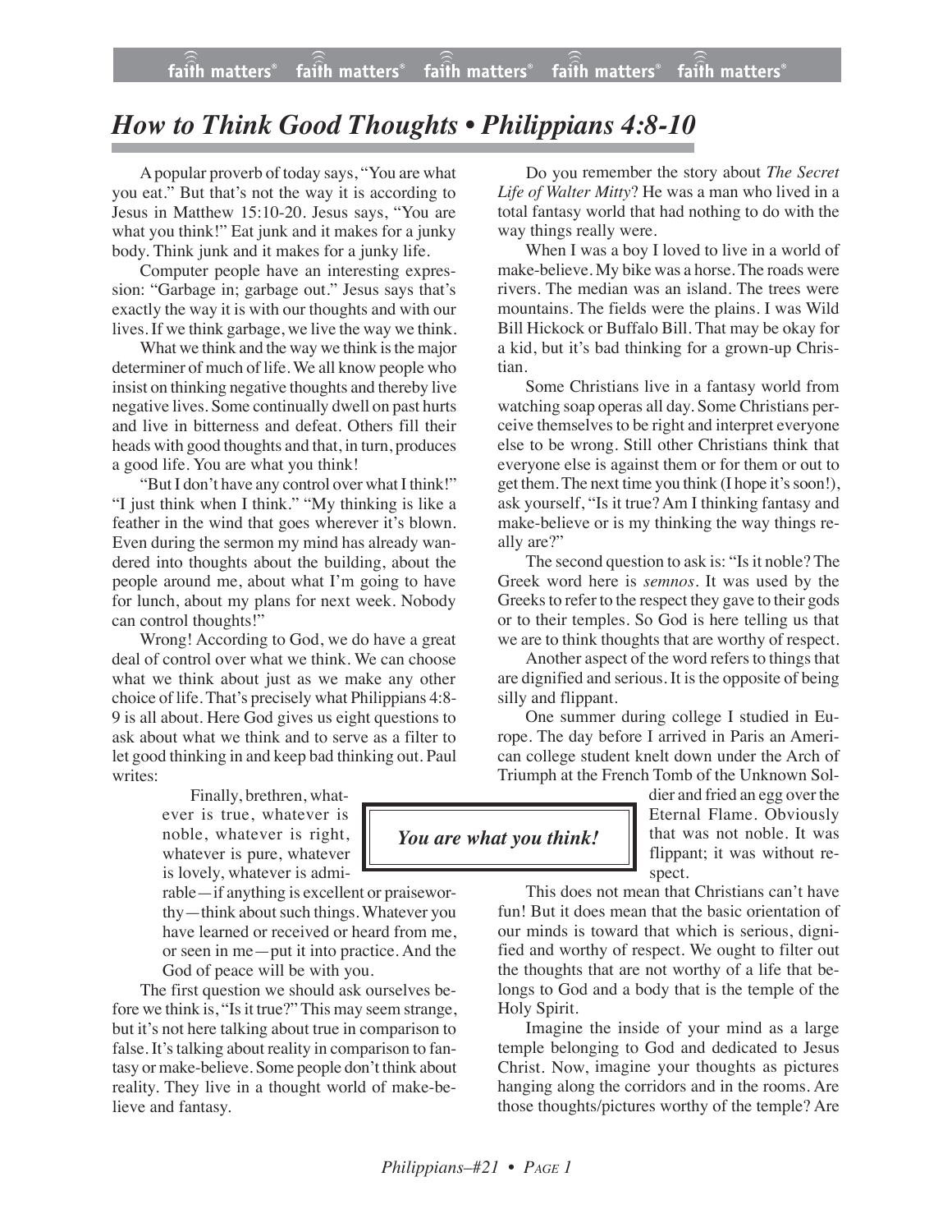# *How to Think Good Thoughts • Philippians 4:8-10*

A popular proverb of today says, "You are what you eat." But that's not the way it is according to Jesus in Matthew 15:10-20. Jesus says, "You are what you think!" Eat junk and it makes for a junky body. Think junk and it makes for a junky life.

Computer people have an interesting expression: "Garbage in; garbage out." Jesus says that's exactly the way it is with our thoughts and with our lives. If we think garbage, we live the way we think.

What we think and the way we think is the major determiner of much of life. We all know people who insist on thinking negative thoughts and thereby live negative lives. Some continually dwell on past hurts and live in bitterness and defeat. Others fill their heads with good thoughts and that, in turn, produces a good life. You are what you think!

"But I don't have any control over what I think!" "I just think when I think." "My thinking is like a feather in the wind that goes wherever it's blown. Even during the sermon my mind has already wandered into thoughts about the building, about the people around me, about what I'm going to have for lunch, about my plans for next week. Nobody can control thoughts!"

Wrong! According to God, we do have a great deal of control over what we think. We can choose what we think about just as we make any other choice of life. That's precisely what Philippians 4:8-9 is all about. Here God gives us eight questions to ask about what we think and to serve as a filter to let good thinking in and keep bad thinking out. Paul writes:

> Finally, brethren, whatever is true, whatever is noble, whatever is right, whatever is pure, whatever is lovely, whatever is admirable—if anything is excellent or praiseworthy—think about such things. Whatever you have learned or received or heard from me, or seen in me—put it into practice. And the God of peace will be with you.

The first question we should ask ourselves before we think is, "Is it true?" This may seem strange, but it's not here talking about true in comparison to false. It's talking about reality in comparison to fantasy or make-believe. Some people don't think about reality. They live in a thought world of make-believe and fantasy.

Do you remember the story about *The Secret Life of Walter Mitty*? He was a man who lived in a total fantasy world that had nothing to do with the way things really were.

When I was a boy I loved to live in a world of make-believe. My bike was a horse. The roads were rivers. The median was an island. The trees were mountains. The fields were the plains. I was Wild Bill Hickock or Buffalo Bill. That may be okay for a kid, but it's bad thinking for a grown-up Christian.

Some Christians live in a fantasy world from watching soap operas all day. Some Christians perceive themselves to be right and interpret everyone else to be wrong. Still other Christians think that everyone else is against them or for them or out to get them. The next time you think (I hope it's soon!), ask yourself, "Is it true? Am I thinking fantasy and make-believe or is my thinking the way things really are?"

The second question to ask is: "Is it noble? The Greek word here is *semnos*. It was used by the Greeks to refer to the respect they gave to their gods or to their temples. So God is here telling us that we are to think thoughts that are worthy of respect.

Another aspect of the word refers to things that are dignified and serious. It is the opposite of being silly and flippant.

One summer during college I studied in Europe. The day before I arrived in Paris an American college student knelt down under the Arch of Triumph at the French Tomb of the Unknown Soldier and fried an egg over the Eternal Flame. Obviously that was not noble. It was flippant; it was without respect.

> ***You are what you think!***

This does not mean that Christians can't have fun! But it does mean that the basic orientation of our minds is toward that which is serious, dignified and worthy of respect. We ought to filter out the thoughts that are not worthy of a life that belongs to God and a body that is the temple of the Holy Spirit.

Imagine the inside of your mind as a large temple belonging to God and dedicated to Jesus Christ. Now, imagine your thoughts as pictures hanging along the corridors and in the rooms. Are those thoughts/pictures worthy of the temple? Are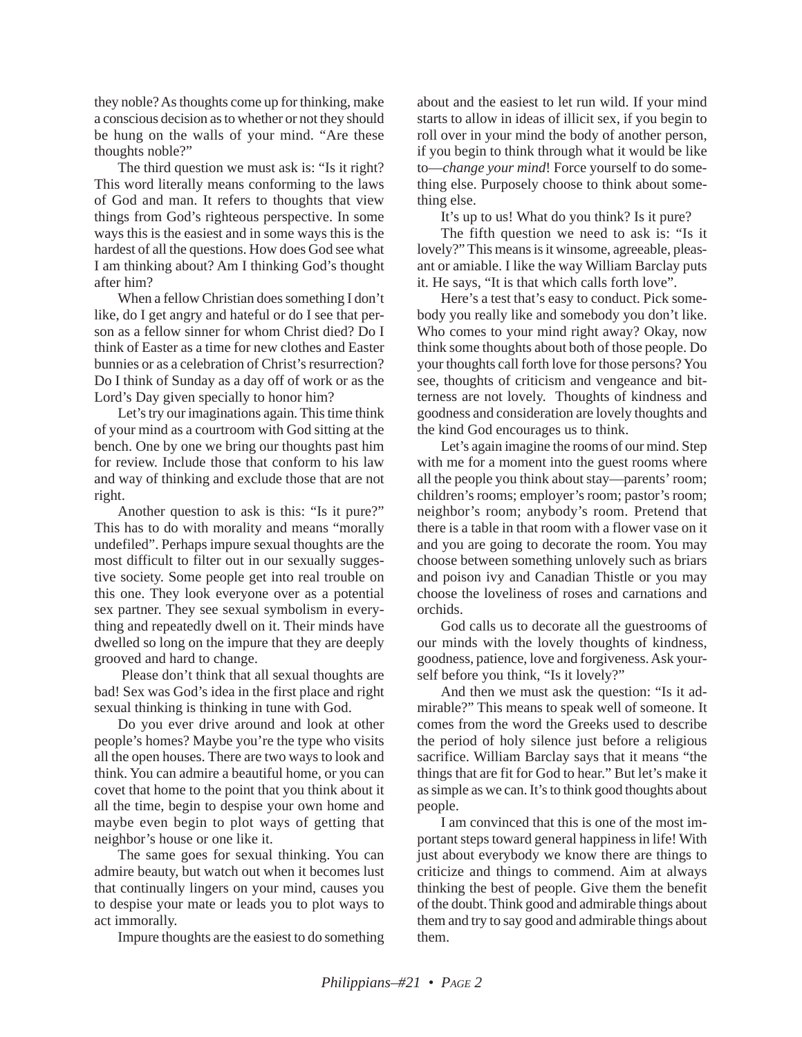they noble? As thoughts come up for thinking, make a conscious decision as to whether or not they should be hung on the walls of your mind. "Are these thoughts noble?"

The third question we must ask is: "Is it right? This word literally means conforming to the laws of God and man. It refers to thoughts that view things from God's righteous perspective. In some ways this is the easiest and in some ways this is the hardest of all the questions. How does God see what I am thinking about? Am I thinking God's thought after him?

When a fellow Christian does something I don't like, do I get angry and hateful or do I see that person as a fellow sinner for whom Christ died? Do I think of Easter as a time for new clothes and Easter bunnies or as a celebration of Christ's resurrection? Do I think of Sunday as a day off of work or as the Lord's Day given specially to honor him?

Let's try our imaginations again. This time think of your mind as a courtroom with God sitting at the bench. One by one we bring our thoughts past him for review. Include those that conform to his law and way of thinking and exclude those that are not right.

Another question to ask is this: "Is it pure?" This has to do with morality and means "morally undefiled". Perhaps impure sexual thoughts are the most difficult to filter out in our sexually suggestive society. Some people get into real trouble on this one. They look everyone over as a potential sex partner. They see sexual symbolism in everything and repeatedly dwell on it. Their minds have dwelled so long on the impure that they are deeply grooved and hard to change.

Please don't think that all sexual thoughts are bad! Sex was God's idea in the first place and right sexual thinking is thinking in tune with God.

Do you ever drive around and look at other people's homes? Maybe you're the type who visits all the open houses. There are two ways to look and think. You can admire a beautiful home, or you can covet that home to the point that you think about it all the time, begin to despise your own home and maybe even begin to plot ways of getting that neighbor's house or one like it.

The same goes for sexual thinking. You can admire beauty, but watch out when it becomes lust that continually lingers on your mind, causes you to despise your mate or leads you to plot ways to act immorally.

Impure thoughts are the easiest to do something about and the easiest to let run wild. If your mind starts to allow in ideas of illicit sex, if you begin to roll over in your mind the body of another person, if you begin to think through what it would be like to—*change your mind*! Force yourself to do something else. Purposely choose to think about something else.

It's up to us! What do you think? Is it pure?

The fifth question we need to ask is: "Is it lovely?" This means is it winsome, agreeable, pleasant or amiable. I like the way William Barclay puts it. He says, "It is that which calls forth love".

Here's a test that's easy to conduct. Pick somebody you really like and somebody you don't like. Who comes to your mind right away? Okay, now think some thoughts about both of those people. Do your thoughts call forth love for those persons? You see, thoughts of criticism and vengeance and bitterness are not lovely. Thoughts of kindness and goodness and consideration are lovely thoughts and the kind God encourages us to think.

Let's again imagine the rooms of our mind. Step with me for a moment into the guest rooms where all the people you think about stay—parents' room; children's rooms; employer's room; pastor's room; neighbor's room; anybody's room. Pretend that there is a table in that room with a flower vase on it and you are going to decorate the room. You may choose between something unlovely such as briars and poison ivy and Canadian Thistle or you may choose the loveliness of roses and carnations and orchids.

God calls us to decorate all the guestrooms of our minds with the lovely thoughts of kindness, goodness, patience, love and forgiveness. Ask yourself before you think, "Is it lovely?"

And then we must ask the question: "Is it admirable?" This means to speak well of someone. It comes from the word the Greeks used to describe the period of holy silence just before a religious sacrifice. William Barclay says that it means "the things that are fit for God to hear." But let's make it as simple as we can. It's to think good thoughts about people.

I am convinced that this is one of the most important steps toward general happiness in life! With just about everybody we know there are things to criticize and things to commend. Aim at always thinking the best of people. Give them the benefit of the doubt. Think good and admirable things about them and try to say good and admirable things about them.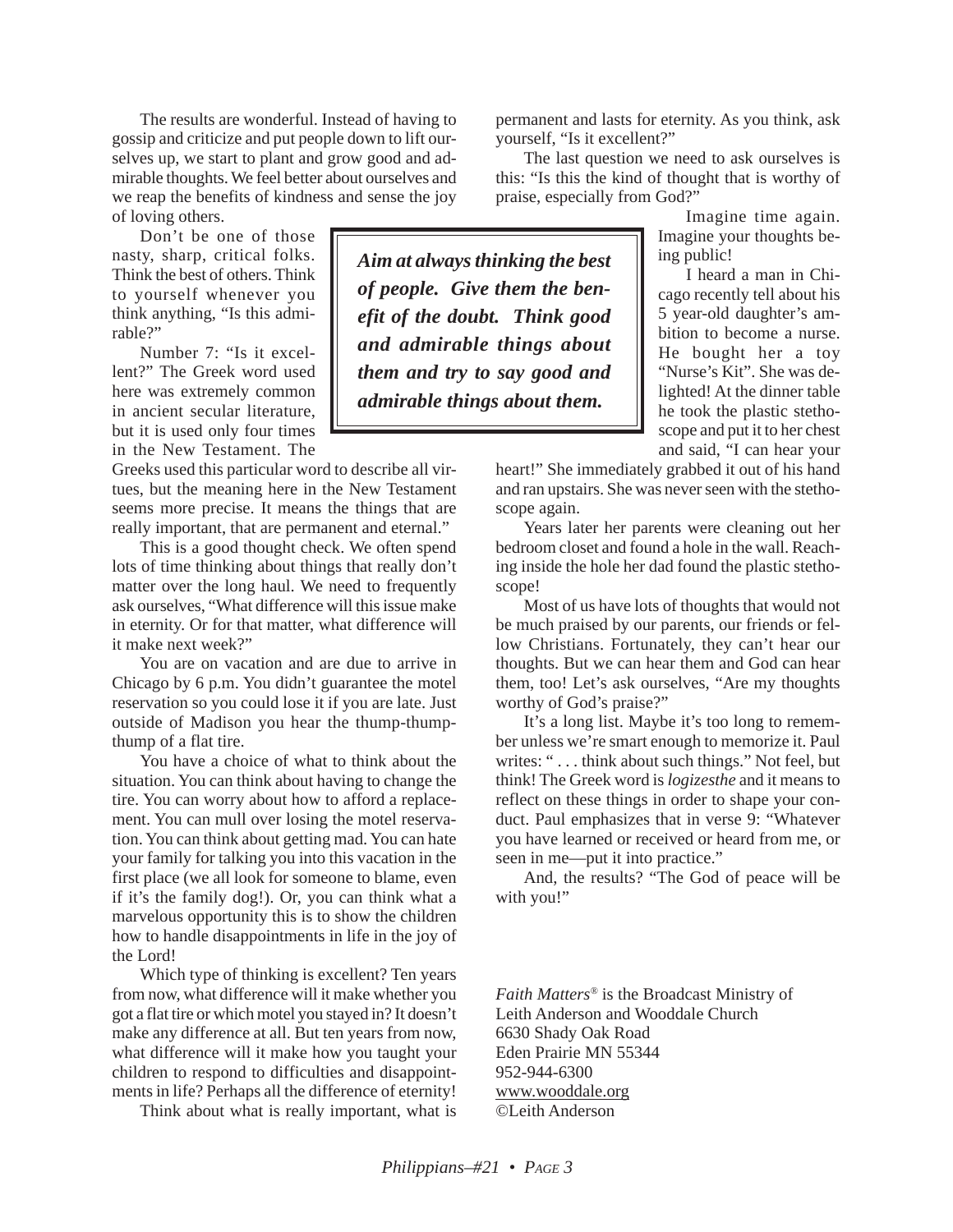The results are wonderful. Instead of having to gossip and criticize and put people down to lift ourselves up, we start to plant and grow good and admirable thoughts. We feel better about ourselves and we reap the benefits of kindness and sense the joy of loving others.

Don't be one of those nasty, sharp, critical folks. Think the best of others. Think to yourself whenever you think anything, "Is this admirable?"

**_Aim at always thinking the best of people. Give them the benefit of the doubt. Think good and admirable things about them and try to say good and admirable things about them._**

Number 7: "Is it excellent?" The Greek word used here was extremely common in ancient secular literature, but it is used only four times in the New Testament. The Greeks used this particular word to describe all virtues, but the meaning here in the New Testament seems more precise. It means the things that are really important, that are permanent and eternal."

This is a good thought check. We often spend lots of time thinking about things that really don't matter over the long haul. We need to frequently ask ourselves, "What difference will this issue make in eternity. Or for that matter, what difference will it make next week?"

You are on vacation and are due to arrive in Chicago by 6 p.m. You didn't guarantee the motel reservation so you could lose it if you are late. Just outside of Madison you hear the thump-thump-thump of a flat tire.

You have a choice of what to think about the situation. You can think about having to change the tire. You can worry about how to afford a replacement. You can mull over losing the motel reservation. You can think about getting mad. You can hate your family for talking you into this vacation in the first place (we all look for someone to blame, even if it's the family dog!). Or, you can think what a marvelous opportunity this is to show the children how to handle disappointments in life in the joy of the Lord!

Which type of thinking is excellent? Ten years from now, what difference will it make whether you got a flat tire or which motel you stayed in? It doesn't make any difference at all. But ten years from now, what difference will it make how you taught your children to respond to difficulties and disappointments in life? Perhaps all the difference of eternity!

Think about what is really important, what is permanent and lasts for eternity. As you think, ask yourself, "Is it excellent?"

The last question we need to ask ourselves is this: "Is this the kind of thought that is worthy of praise, especially from God?"

Imagine time again. Imagine your thoughts being public!

I heard a man in Chicago recently tell about his 5 year-old daughter's ambition to become a nurse. He bought her a toy "Nurse's Kit". She was delighted! At the dinner table he took the plastic stethoscope and put it to her chest and said, "I can hear your heart!" She immediately grabbed it out of his hand and ran upstairs. She was never seen with the stethoscope again.

Years later her parents were cleaning out her bedroom closet and found a hole in the wall. Reaching inside the hole her dad found the plastic stethoscope!

Most of us have lots of thoughts that would not be much praised by our parents, our friends or fellow Christians. Fortunately, they can't hear our thoughts. But we can hear them and God can hear them, too! Let's ask ourselves, "Are my thoughts worthy of God's praise?"

It's a long list. Maybe it's too long to remember unless we're smart enough to memorize it. Paul writes: " . . . think about such things." Not feel, but think! The Greek word is *logizesthe* and it means to reflect on these things in order to shape your conduct. Paul emphasizes that in verse 9: "Whatever you have learned or received or heard from me, or seen in me—put it into practice."

And, the results? "The God of peace will be with you!"

*Faith Matters*® is the Broadcast Ministry of
Leith Anderson and Wooddale Church
6630 Shady Oak Road
Eden Prairie MN 55344
952-944-6300
www.wooddale.org
©Leith Anderson